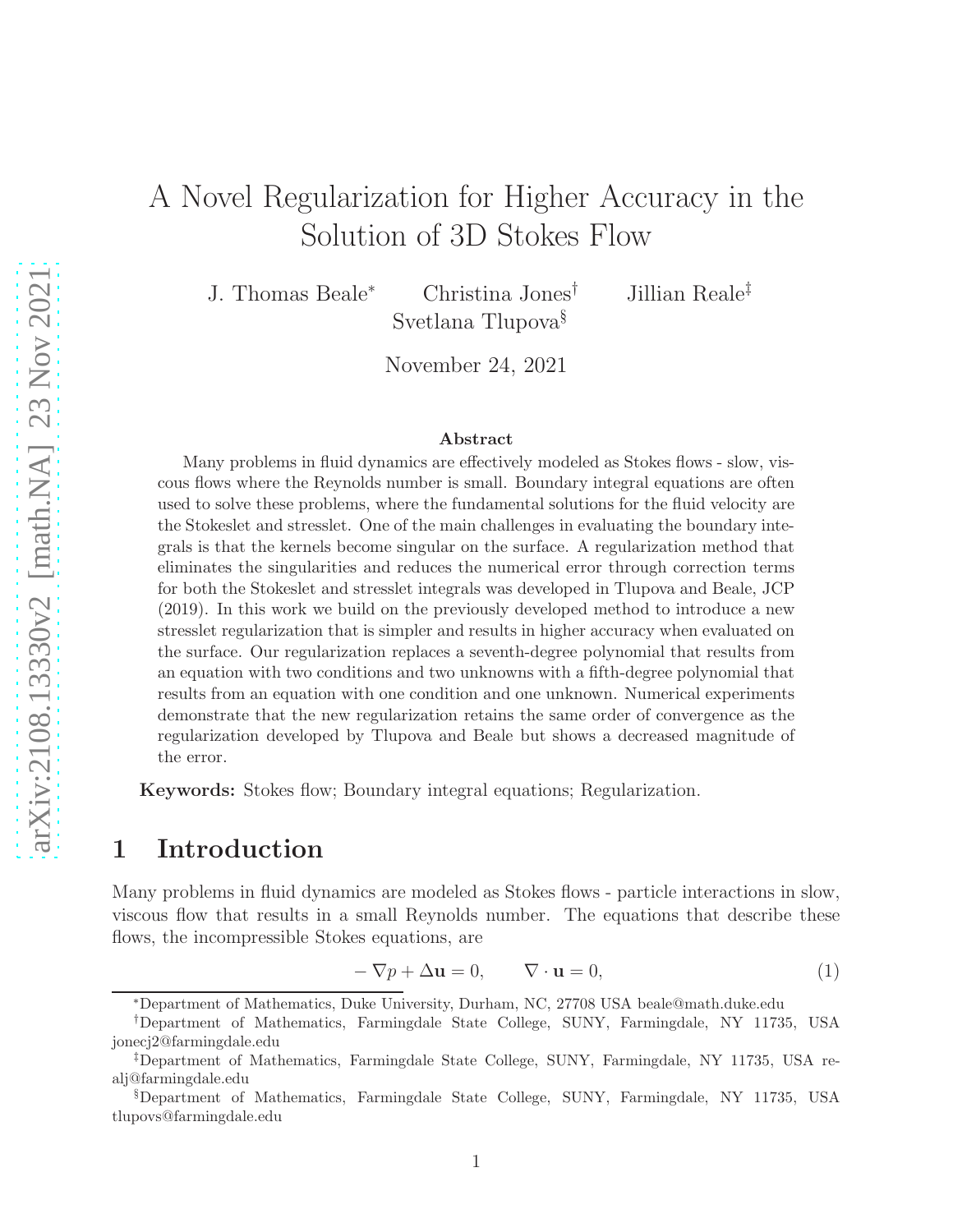# A Novel Regularization for Higher Accuracy in the Solution of 3D Stokes Flow

J. Thomas Beale[*] Christina Jones[†] Jillian Reale[‡]
Svetlana Tlupova[§]

November 24, 2021

### Abstract

Many problems in fluid dynamics are effectively modeled as Stokes flows - slow, viscous flows where the Reynolds number is small. Boundary integral equations are often used to solve these problems, where the fundamental solutions for the fluid velocity are the Stokeslet and stresslet. One of the main challenges in evaluating the boundary integrals is that the kernels become singular on the surface. A regularization method that eliminates the singularities and reduces the numerical error through correction terms for both the Stokeslet and stresslet integrals was developed in Tlupova and Beale, JCP (2019). In this work we build on the previously developed method to introduce a new stresslet regularization that is simpler and results in higher accuracy when evaluated on the surface. Our regularization replaces a seventh-degree polynomial that results from an equation with two conditions and two unknowns with a fifth-degree polynomial that results from an equation with one condition and one unknown. Numerical experiments demonstrate that the new regularization retains the same order of convergence as the regularization developed by Tlupova and Beale but shows a decreased magnitude of the error.

**Keywords:** Stokes flow; Boundary integral equations; Regularization.

## 1 Introduction

Many problems in fluid dynamics are modeled as Stokes flows - particle interactions in slow, viscous flow that results in a small Reynolds number. The equations that describe these flows, the incompressible Stokes equations, are

$$-\nabla p + \Delta \mathbf{u} = 0, \qquad \nabla \cdot \mathbf{u} = 0, \tag{1}$$

---

[*] Department of Mathematics, Duke University, Durham, NC, 27708 USA beale@math.duke.edu

[†] Department of Mathematics, Farmingdale State College, SUNY, Farmingdale, NY 11735, USA jonecj2@farmingdale.edu

[‡] Department of Mathematics, Farmingdale State College, SUNY, Farmingdale, NY 11735, USA realj@farmingdale.edu

[§] Department of Mathematics, Farmingdale State College, SUNY, Farmingdale, NY 11735, USA tlupovs@farmingdale.edu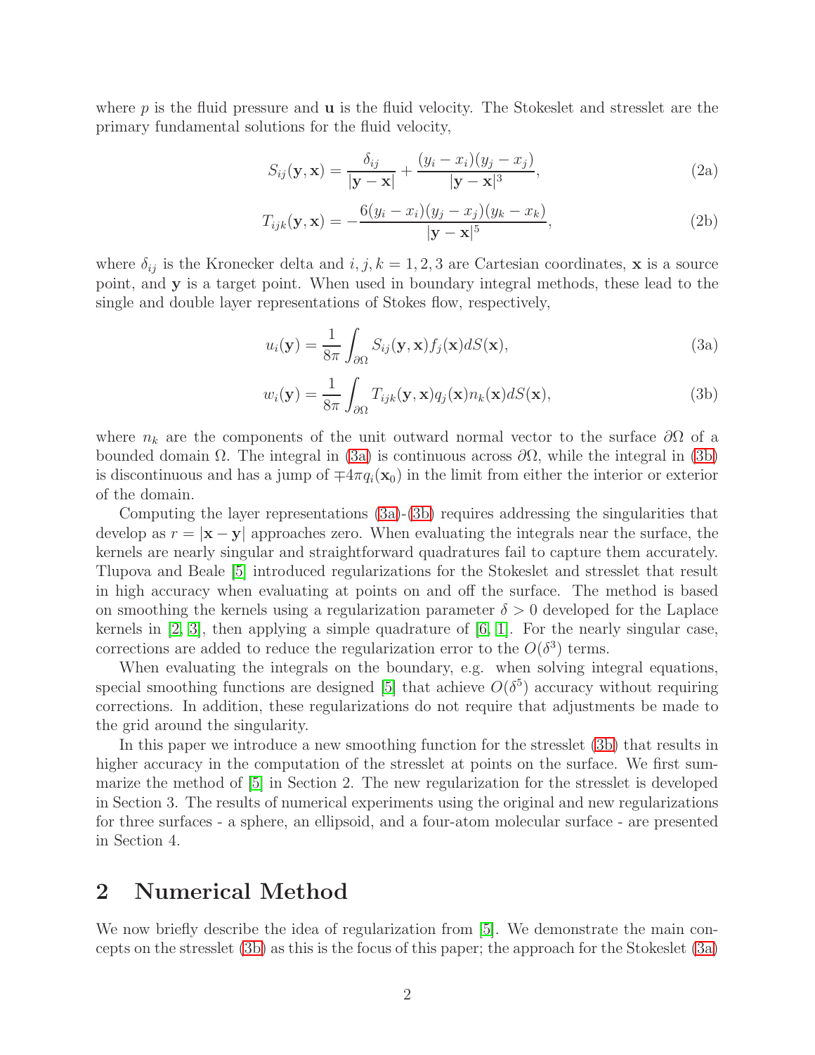where $p$ is the fluid pressure and $\mathbf{u}$ is the fluid velocity. The Stokeslet and stresslet are the primary fundamental solutions for the fluid velocity,

$$S_{ij}(\mathbf{y}, \mathbf{x}) = \frac{\delta_{ij}}{|\mathbf{y} - \mathbf{x}|} + \frac{(y_i - x_i)(y_j - x_j)}{|\mathbf{y} - \mathbf{x}|^3}, \tag{2a}$$

$$T_{ijk}(\mathbf{y}, \mathbf{x}) = -\frac{6(y_i - x_i)(y_j - x_j)(y_k - x_k)}{|\mathbf{y} - \mathbf{x}|^5}, \tag{2b}$$

where $\delta_{ij}$ is the Kronecker delta and $i, j, k = 1, 2, 3$ are Cartesian coordinates, $\mathbf{x}$ is a source point, and $\mathbf{y}$ is a target point. When used in boundary integral methods, these lead to the single and double layer representations of Stokes flow, respectively,

$$u_i(\mathbf{y}) = \frac{1}{8\pi} \int_{\partial\Omega} S_{ij}(\mathbf{y}, \mathbf{x}) f_j(\mathbf{x}) dS(\mathbf{x}), \tag{3a}$$

$$w_i(\mathbf{y}) = \frac{1}{8\pi} \int_{\partial\Omega} T_{ijk}(\mathbf{y}, \mathbf{x}) q_j(\mathbf{x}) n_k(\mathbf{x}) dS(\mathbf{x}), \tag{3b}$$

where $n_k$ are the components of the unit outward normal vector to the surface $\partial\Omega$ of a bounded domain $\Omega$. The integral in (3a) is continuous across $\partial\Omega$, while the integral in (3b) is discontinuous and has a jump of $\mp 4\pi q_i(\mathbf{x}_0)$ in the limit from either the interior or exterior of the domain.

Computing the layer representations (3a)-(3b) requires addressing the singularities that develop as $r = |\mathbf{x} - \mathbf{y}|$ approaches zero. When evaluating the integrals near the surface, the kernels are nearly singular and straightforward quadratures fail to capture them accurately. Tlupova and Beale [5] introduced regularizations for the Stokeslet and stresslet that result in high accuracy when evaluating at points on and off the surface. The method is based on smoothing the kernels using a regularization parameter $\delta > 0$ developed for the Laplace kernels in [2, 3], then applying a simple quadrature of [6, 1]. For the nearly singular case, corrections are added to reduce the regularization error to the $O(\delta^3)$ terms.

When evaluating the integrals on the boundary, e.g. when solving integral equations, special smoothing functions are designed [5] that achieve $O(\delta^5)$ accuracy without requiring corrections. In addition, these regularizations do not require that adjustments be made to the grid around the singularity.

In this paper we introduce a new smoothing function for the stresslet (3b) that results in higher accuracy in the computation of the stresslet at points on the surface. We first summarize the method of [5] in Section 2. The new regularization for the stresslet is developed in Section 3. The results of numerical experiments using the original and new regularizations for three surfaces - a sphere, an ellipsoid, and a four-atom molecular surface - are presented in Section 4.

## 2 Numerical Method

We now briefly describe the idea of regularization from [5]. We demonstrate the main concepts on the stresslet (3b) as this is the focus of this paper; the approach for the Stokeslet (3a)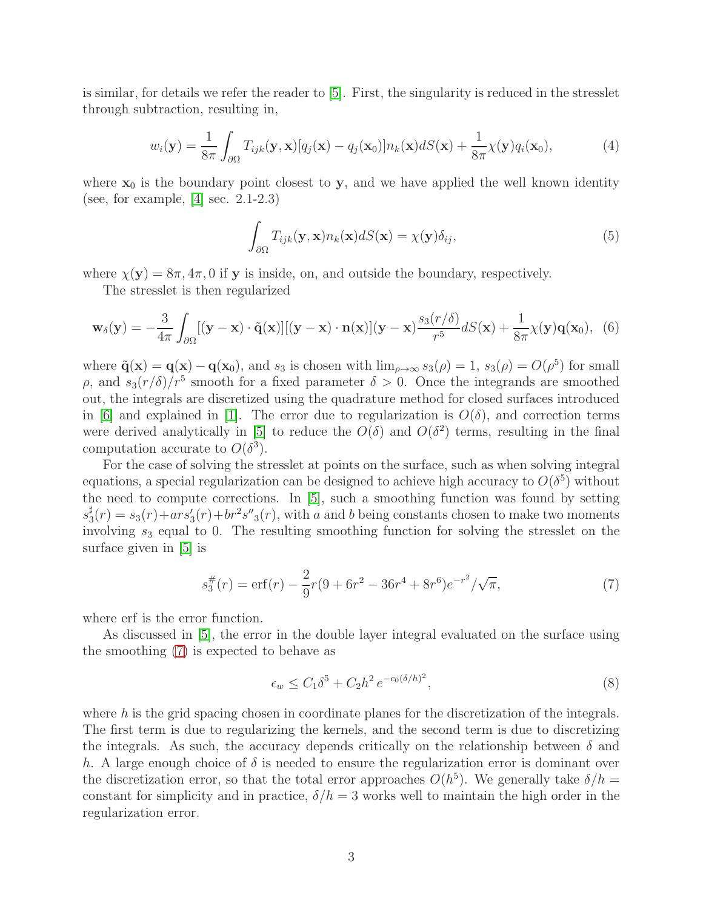is similar, for details we refer the reader to [5]. First, the singularity is reduced in the stresslet through subtraction, resulting in,

$$w_i(\mathbf{y}) = \frac{1}{8\pi}\int_{\partial\Omega} T_{ijk}(\mathbf{y},\mathbf{x})[q_j(\mathbf{x}) - q_j(\mathbf{x}_0)]n_k(\mathbf{x})dS(\mathbf{x}) + \frac{1}{8\pi}\chi(\mathbf{y})q_i(\mathbf{x}_0), \tag{4}$$

where $\mathbf{x}_0$ is the boundary point closest to $\mathbf{y}$, and we have applied the well known identity (see, for example, [4] sec. 2.1-2.3)

$$\int_{\partial\Omega} T_{ijk}(\mathbf{y},\mathbf{x})n_k(\mathbf{x})dS(\mathbf{x}) = \chi(\mathbf{y})\delta_{ij}, \tag{5}$$

where $\chi(\mathbf{y}) = 8\pi, 4\pi, 0$ if $\mathbf{y}$ is inside, on, and outside the boundary, respectively.

The stresslet is then regularized

$$\mathbf{w}_\delta(\mathbf{y}) = -\frac{3}{4\pi}\int_{\partial\Omega} [(\mathbf{y}-\mathbf{x})\cdot\tilde{\mathbf{q}}(\mathbf{x})][(\mathbf{y}-\mathbf{x})\cdot\mathbf{n}(\mathbf{x})](\mathbf{y}-\mathbf{x})\frac{s_3(r/\delta)}{r^5}dS(\mathbf{x}) + \frac{1}{8\pi}\chi(\mathbf{y})\mathbf{q}(\mathbf{x}_0), \tag{6}$$

where $\tilde{\mathbf{q}}(\mathbf{x}) = \mathbf{q}(\mathbf{x}) - \mathbf{q}(\mathbf{x}_0)$, and $s_3$ is chosen with $\lim_{\rho\to\infty} s_3(\rho) = 1$, $s_3(\rho) = O(\rho^5)$ for small $\rho$, and $s_3(r/\delta)/r^5$ smooth for a fixed parameter $\delta > 0$. Once the integrands are smoothed out, the integrals are discretized using the quadrature method for closed surfaces introduced in [6] and explained in [1]. The error due to regularization is $O(\delta)$, and correction terms were derived analytically in [5] to reduce the $O(\delta)$ and $O(\delta^2)$ terms, resulting in the final computation accurate to $O(\delta^3)$.

For the case of solving the stresslet at points on the surface, such as when solving integral equations, a special regularization can be designed to achieve high accuracy to $O(\delta^5)$ without the need to compute corrections. In [5], such a smoothing function was found by setting $s_3^\sharp(r) = s_3(r) + ars_3'(r) + br^2 s''_3(r)$, with $a$ and $b$ being constants chosen to make two moments involving $s_3$ equal to 0. The resulting smoothing function for solving the stresslet on the surface given in [5] is

$$s_3^\#(r) = \operatorname{erf}(r) - \frac{2}{9}r(9 + 6r^2 - 36r^4 + 8r^6)e^{-r^2}/\sqrt{\pi}, \tag{7}$$

where erf is the error function.

As discussed in [5], the error in the double layer integral evaluated on the surface using the smoothing (7) is expected to behave as

$$\epsilon_w \leq C_1\delta^5 + C_2 h^2\, e^{-c_0(\delta/h)^2}, \tag{8}$$

where $h$ is the grid spacing chosen in coordinate planes for the discretization of the integrals. The first term is due to regularizing the kernels, and the second term is due to discretizing the integrals. As such, the accuracy depends critically on the relationship between $\delta$ and $h$. A large enough choice of $\delta$ is needed to ensure the regularization error is dominant over the discretization error, so that the total error approaches $O(h^5)$. We generally take $\delta/h$ = constant for simplicity and in practice, $\delta/h = 3$ works well to maintain the high order in the regularization error.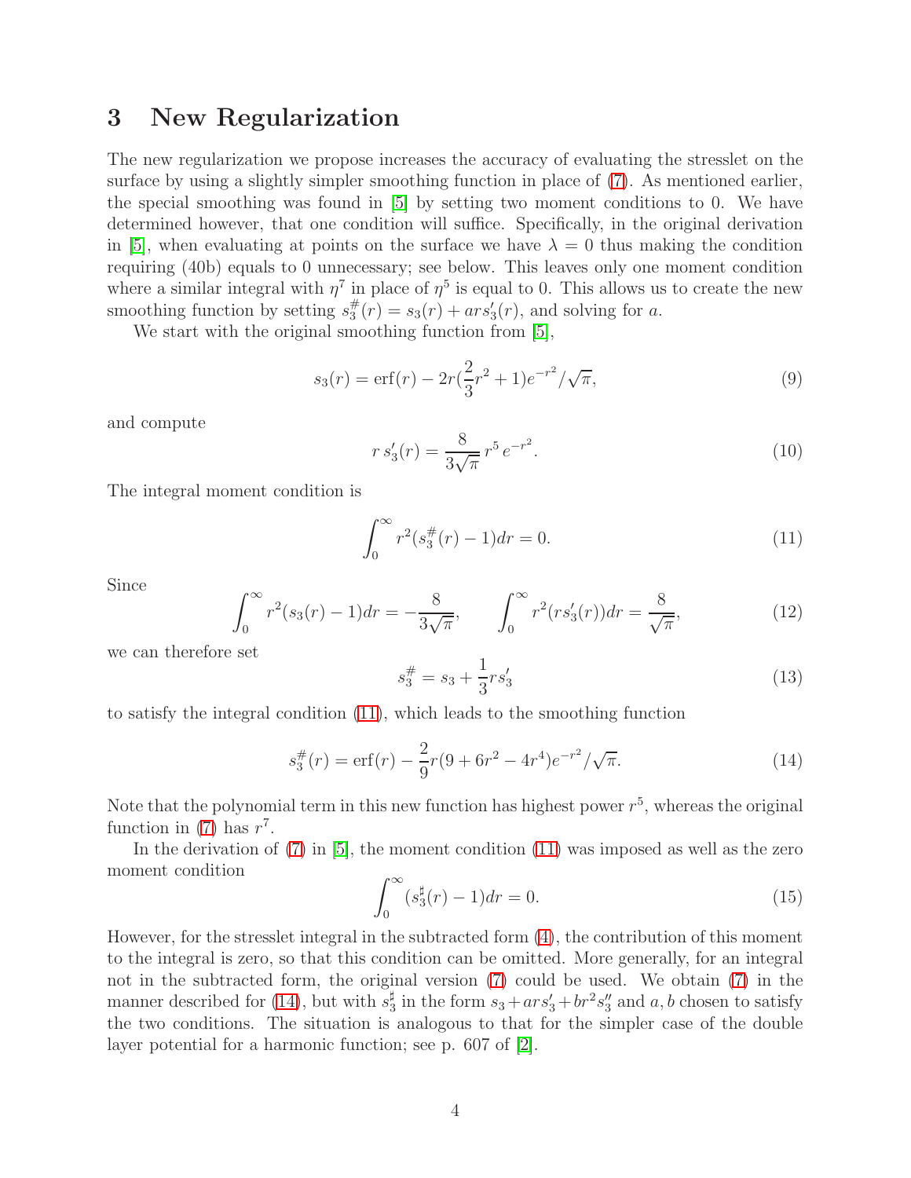## 3 New Regularization

The new regularization we propose increases the accuracy of evaluating the stresslet on the surface by using a slightly simpler smoothing function in place of (7). As mentioned earlier, the special smoothing was found in [5] by setting two moment conditions to 0. We have determined however, that one condition will suffice. Specifically, in the original derivation in [5], when evaluating at points on the surface we have $\lambda = 0$ thus making the condition requiring (40b) equals to 0 unnecessary; see below. This leaves only one moment condition where a similar integral with $\eta^7$ in place of $\eta^5$ is equal to 0. This allows us to create the new smoothing function by setting $s_3^{\#}(r) = s_3(r) + ars_3'(r)$, and solving for $a$.

We start with the original smoothing function from [5],

$$s_3(r) = \text{erf}(r) - 2r(\frac{2}{3}r^2 + 1)e^{-r^2}/\sqrt{\pi}, \tag{9}$$

and compute

$$r\, s_3'(r) = \frac{8}{3\sqrt{\pi}}\, r^5\, e^{-r^2}. \tag{10}$$

The integral moment condition is

$$\int_0^\infty r^2(s_3^{\#}(r) - 1)dr = 0. \tag{11}$$

Since

$$\int_0^\infty r^2(s_3(r) - 1)dr = -\frac{8}{3\sqrt{\pi}}, \qquad \int_0^\infty r^2(rs_3'(r))dr = \frac{8}{\sqrt{\pi}}, \tag{12}$$

we can therefore set

$$s_3^{\#} = s_3 + \frac{1}{3}rs_3' \tag{13}$$

to satisfy the integral condition (11), which leads to the smoothing function

$$s_3^{\#}(r) = \text{erf}(r) - \frac{2}{9}r(9 + 6r^2 - 4r^4)e^{-r^2}/\sqrt{\pi}. \tag{14}$$

Note that the polynomial term in this new function has highest power $r^5$, whereas the original function in (7) has $r^7$.

In the derivation of (7) in [5], the moment condition (11) was imposed as well as the zero moment condition

$$\int_0^\infty (s_3^{\sharp}(r) - 1)dr = 0. \tag{15}$$

However, for the stresslet integral in the subtracted form (4), the contribution of this moment to the integral is zero, so that this condition can be omitted. More generally, for an integral not in the subtracted form, the original version (7) could be used. We obtain (7) in the manner described for (14), but with $s_3^{\sharp}$ in the form $s_3 + ars_3' + br^2s_3''$ and $a, b$ chosen to satisfy the two conditions. The situation is analogous to that for the simpler case of the double layer potential for a harmonic function; see p. 607 of [2].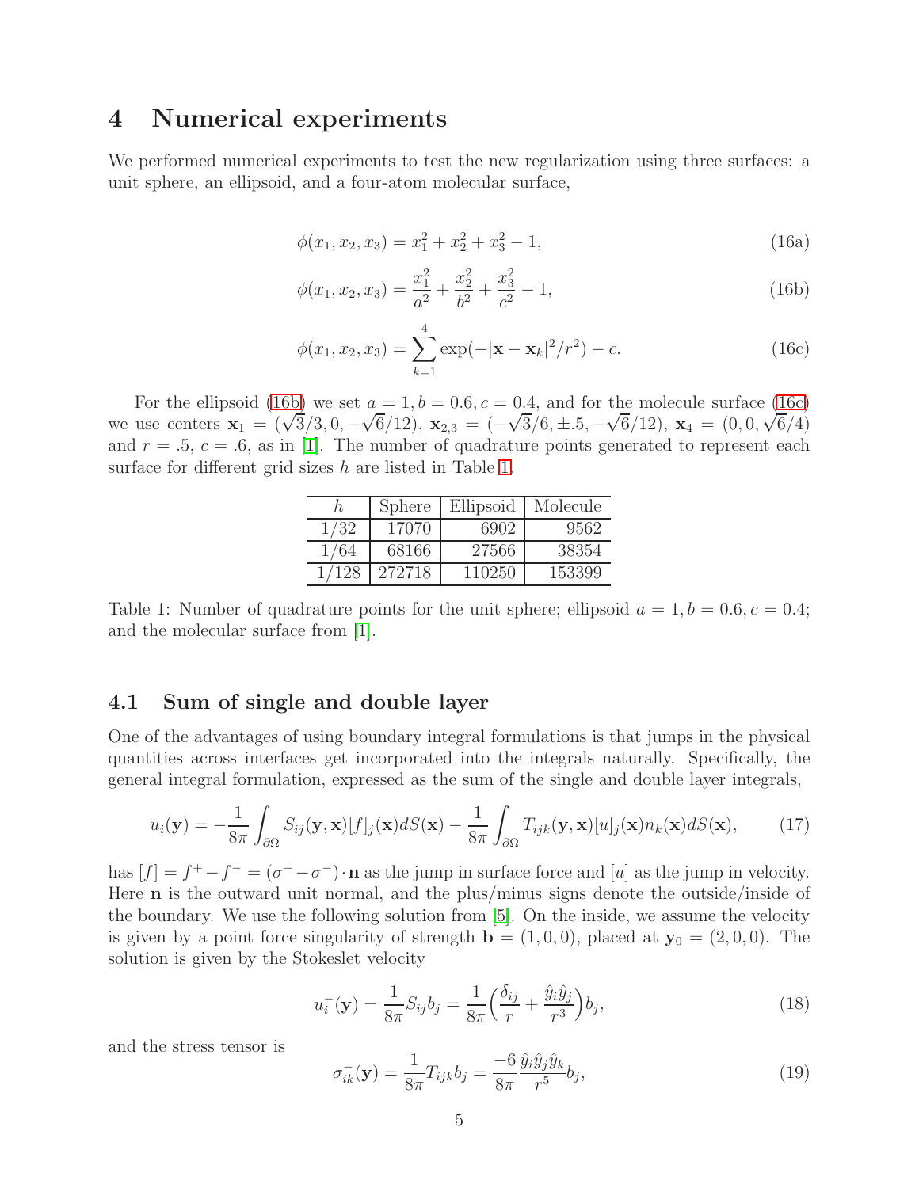# 4 Numerical experiments

We performed numerical experiments to test the new regularization using three surfaces: a unit sphere, an ellipsoid, and a four-atom molecular surface,

$$\phi(x_1, x_2, x_3) = x_1^2 + x_2^2 + x_3^2 - 1, \tag{16a}$$

$$\phi(x_1, x_2, x_3) = \frac{x_1^2}{a^2} + \frac{x_2^2}{b^2} + \frac{x_3^2}{c^2} - 1, \tag{16b}$$

$$\phi(x_1, x_2, x_3) = \sum_{k=1}^{4} \exp(-|\mathbf{x} - \mathbf{x}_k|^2/r^2) - c. \tag{16c}$$

For the ellipsoid (16b) we set $a = 1, b = 0.6, c = 0.4$, and for the molecule surface (16c) we use centers $\mathbf{x}_1 = (\sqrt{3}/3, 0, -\sqrt{6}/12)$, $\mathbf{x}_{2,3} = (-\sqrt{3}/6, \pm.5, -\sqrt{6}/12)$, $\mathbf{x}_4 = (0, 0, \sqrt{6}/4)$ and $r = .5$, $c = .6$, as in [1]. The number of quadrature points generated to represent each surface for different grid sizes $h$ are listed in Table 1.

| $h$ | Sphere | Ellipsoid | Molecule |
|---|---|---|---|
| 1/32 | 17070 | 6902 | 9562 |
| 1/64 | 68166 | 27566 | 38354 |
| 1/128 | 272718 | 110250 | 153399 |

Table 1: Number of quadrature points for the unit sphere; ellipsoid $a = 1, b = 0.6, c = 0.4$; and the molecular surface from [1].

## 4.1 Sum of single and double layer

One of the advantages of using boundary integral formulations is that jumps in the physical quantities across interfaces get incorporated into the integrals naturally. Specifically, the general integral formulation, expressed as the sum of the single and double layer integrals,

$$u_i(\mathbf{y}) = -\frac{1}{8\pi} \int_{\partial\Omega} S_{ij}(\mathbf{y}, \mathbf{x})[f]_j(\mathbf{x}) dS(\mathbf{x}) - \frac{1}{8\pi} \int_{\partial\Omega} T_{ijk}(\mathbf{y}, \mathbf{x})[u]_j(\mathbf{x}) n_k(\mathbf{x}) dS(\mathbf{x}), \tag{17}$$

has $[f] = f^+ - f^- = (\sigma^+ - \sigma^-) \cdot \mathbf{n}$ as the jump in surface force and $[u]$ as the jump in velocity. Here $\mathbf{n}$ is the outward unit normal, and the plus/minus signs denote the outside/inside of the boundary. We use the following solution from [5]. On the inside, we assume the velocity is given by a point force singularity of strength $\mathbf{b} = (1, 0, 0)$, placed at $\mathbf{y}_0 = (2, 0, 0)$. The solution is given by the Stokeslet velocity

$$u_i^-(\mathbf{y}) = \frac{1}{8\pi} S_{ij} b_j = \frac{1}{8\pi} \Big( \frac{\delta_{ij}}{r} + \frac{\hat{y}_i \hat{y}_j}{r^3} \Big) b_j, \tag{18}$$

and the stress tensor is

$$\sigma_{ik}^-(\mathbf{y}) = \frac{1}{8\pi} T_{ijk} b_j = \frac{-6}{8\pi} \frac{\hat{y}_i \hat{y}_j \hat{y}_k}{r^5} b_j, \tag{19}$$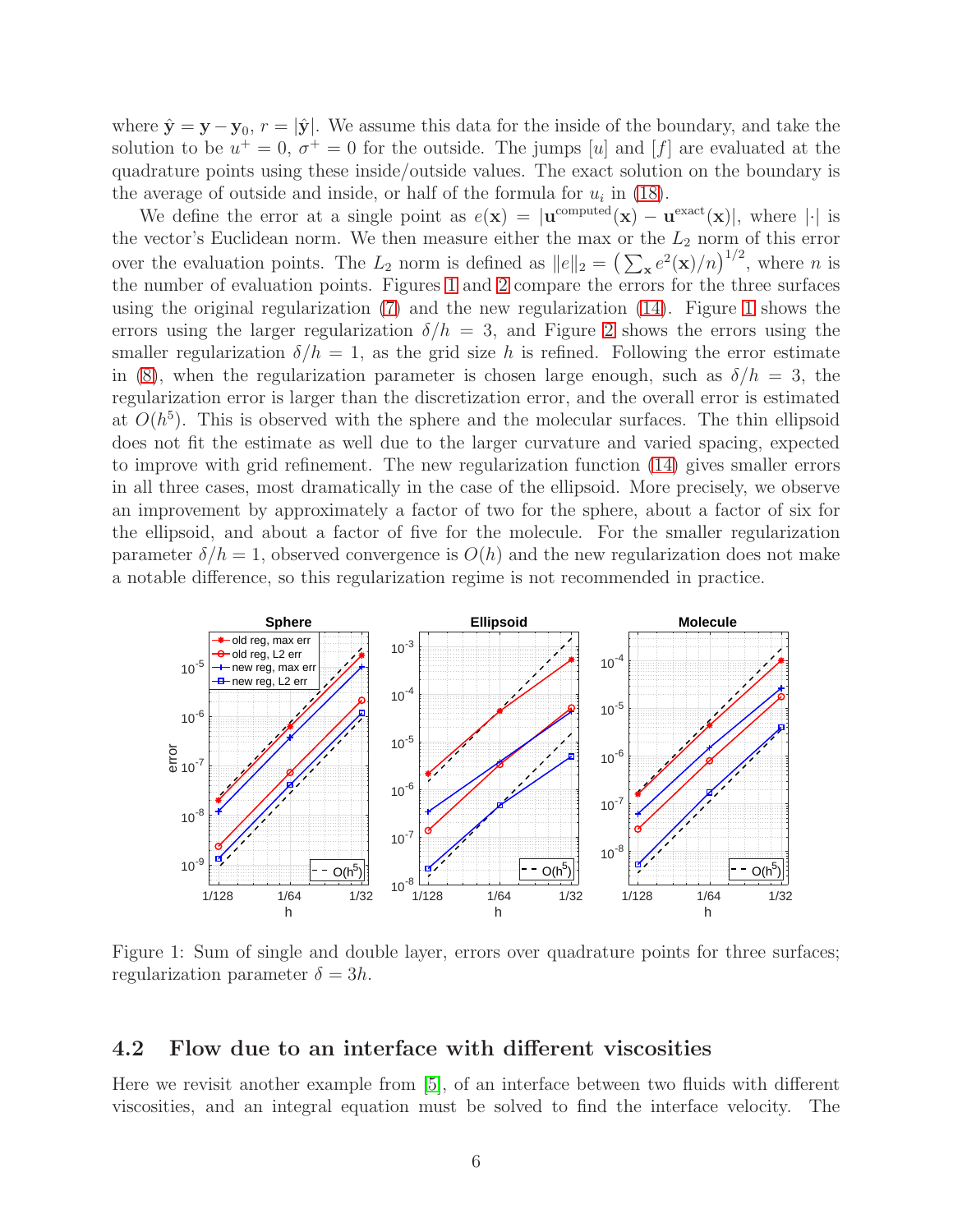where $\hat{\mathbf{y}} = \mathbf{y} - \mathbf{y}_0$, $r = |\hat{\mathbf{y}}|$. We assume this data for the inside of the boundary, and take the solution to be $u^+ = 0$, $\sigma^+ = 0$ for the outside. The jumps $[u]$ and $[f]$ are evaluated at the quadrature points using these inside/outside values. The exact solution on the boundary is the average of outside and inside, or half of the formula for $u_i$ in (18).

We define the error at a single point as $e(\mathbf{x}) = |\mathbf{u}^{\text{computed}}(\mathbf{x}) - \mathbf{u}^{\text{exact}}(\mathbf{x})|$, where $|\cdot|$ is the vector's Euclidean norm. We then measure either the max or the $L_2$ norm of this error over the evaluation points. The $L_2$ norm is defined as $\|e\|_2 = \left(\sum_{\mathbf{x}} e^2(\mathbf{x})/n\right)^{1/2}$, where $n$ is the number of evaluation points. Figures 1 and 2 compare the errors for the three surfaces using the original regularization (7) and the new regularization (14). Figure 1 shows the errors using the larger regularization $\delta/h = 3$, and Figure 2 shows the errors using the smaller regularization $\delta/h = 1$, as the grid size $h$ is refined. Following the error estimate in (8), when the regularization parameter is chosen large enough, such as $\delta/h = 3$, the regularization error is larger than the discretization error, and the overall error is estimated at $O(h^5)$. This is observed with the sphere and the molecular surfaces. The thin ellipsoid does not fit the estimate as well due to the larger curvature and varied spacing, expected to improve with grid refinement. The new regularization function (14) gives smaller errors in all three cases, most dramatically in the case of the ellipsoid. More precisely, we observe an improvement by approximately a factor of two for the sphere, about a factor of six for the ellipsoid, and about a factor of five for the molecule. For the smaller regularization parameter $\delta/h = 1$, observed convergence is $O(h)$ and the new regularization does not make a notable difference, so this regularization regime is not recommended in practice.

Figure 1: Sum of single and double layer, errors over quadrature points for three surfaces; regularization parameter $\delta = 3h$.

## 4.2 Flow due to an interface with different viscosities

Here we revisit another example from [5], of an interface between two fluids with different viscosities, and an integral equation must be solved to find the interface velocity. The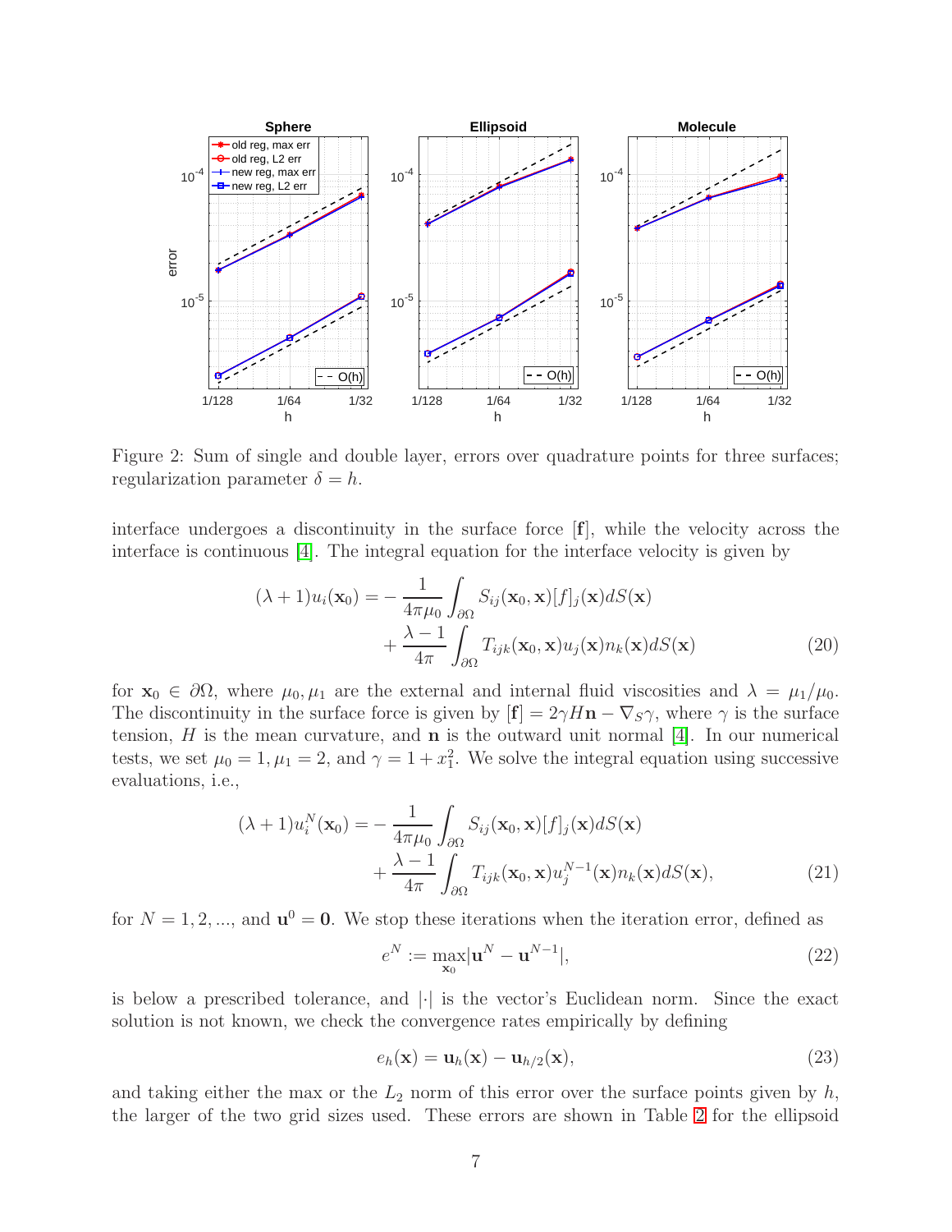Figure 2: Sum of single and double layer, errors over quadrature points for three surfaces; regularization parameter $\delta = h$.

interface undergoes a discontinuity in the surface force $[\mathbf{f}]$, while the velocity across the interface is continuous [4]. The integral equation for the interface velocity is given by

$$
\begin{aligned}
(\lambda + 1)u_i(\mathbf{x}_0) = &-\frac{1}{4\pi\mu_0}\int_{\partial\Omega} S_{ij}(\mathbf{x}_0, \mathbf{x})[f]_j(\mathbf{x})dS(\mathbf{x}) \\
&+ \frac{\lambda - 1}{4\pi}\int_{\partial\Omega} T_{ijk}(\mathbf{x}_0, \mathbf{x})u_j(\mathbf{x})n_k(\mathbf{x})dS(\mathbf{x})
\end{aligned}
\tag{20}
$$

for $\mathbf{x}_0 \in \partial\Omega$, where $\mu_0, \mu_1$ are the external and internal fluid viscosities and $\lambda = \mu_1/\mu_0$. The discontinuity in the surface force is given by $[\mathbf{f}] = 2\gamma H\mathbf{n} - \nabla_S\gamma$, where $\gamma$ is the surface tension, $H$ is the mean curvature, and $\mathbf{n}$ is the outward unit normal [4]. In our numerical tests, we set $\mu_0 = 1, \mu_1 = 2$, and $\gamma = 1 + x_1^2$. We solve the integral equation using successive evaluations, i.e.,

$$
\begin{aligned}
(\lambda + 1)u_i^N(\mathbf{x}_0) = &-\frac{1}{4\pi\mu_0}\int_{\partial\Omega} S_{ij}(\mathbf{x}_0, \mathbf{x})[f]_j(\mathbf{x})dS(\mathbf{x}) \\
&+ \frac{\lambda - 1}{4\pi}\int_{\partial\Omega} T_{ijk}(\mathbf{x}_0, \mathbf{x})u_j^{N-1}(\mathbf{x})n_k(\mathbf{x})dS(\mathbf{x}),
\end{aligned}
\tag{21}
$$

for $N = 1, 2, ...,$ and $\mathbf{u}^0 = \mathbf{0}$. We stop these iterations when the iteration error, defined as

$$
e^N := \max_{\mathbf{x}_0}|\mathbf{u}^N - \mathbf{u}^{N-1}|, \tag{22}
$$

is below a prescribed tolerance, and $|\cdot|$ is the vector's Euclidean norm. Since the exact solution is not known, we check the convergence rates empirically by defining

$$
e_h(\mathbf{x}) = \mathbf{u}_h(\mathbf{x}) - \mathbf{u}_{h/2}(\mathbf{x}), \tag{23}
$$

and taking either the max or the $L_2$ norm of this error over the surface points given by $h$, the larger of the two grid sizes used. These errors are shown in Table 2 for the ellipsoid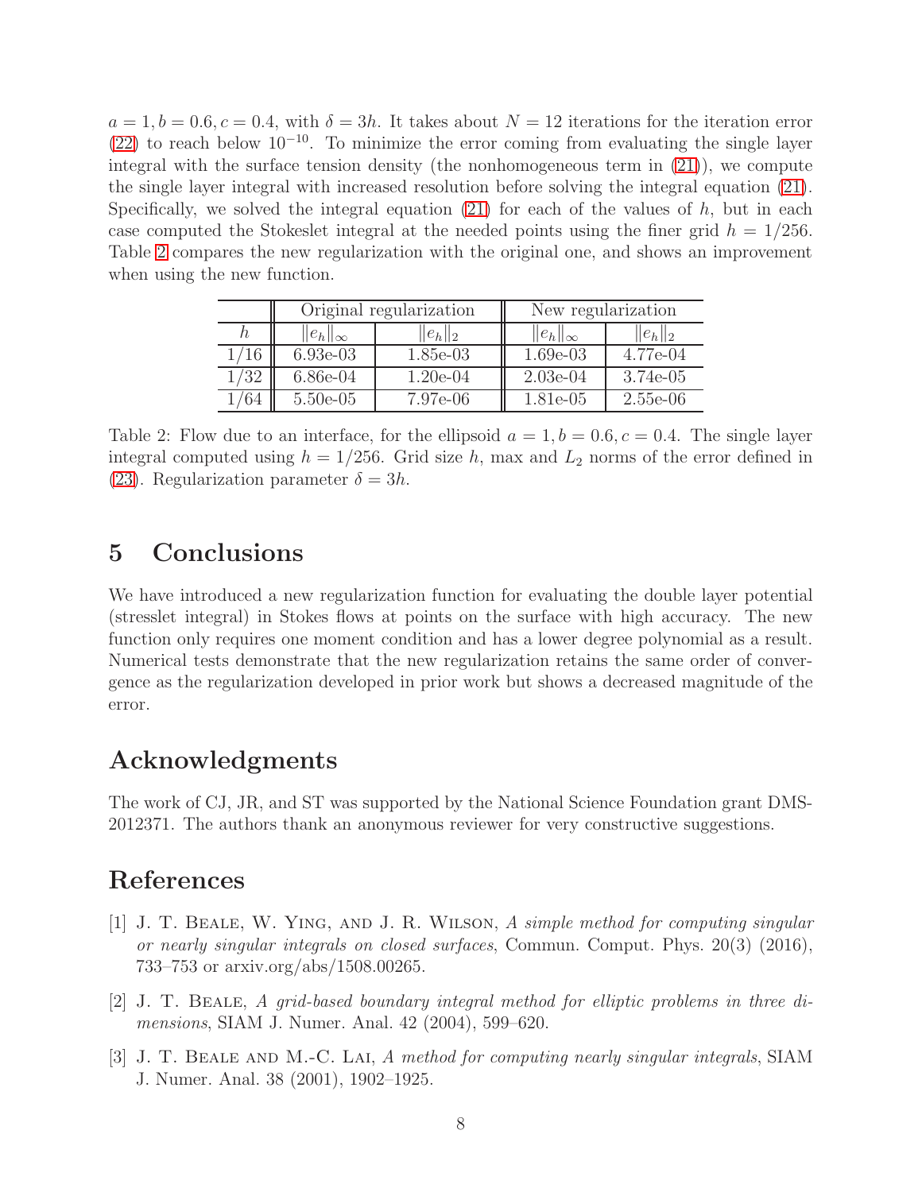$a = 1, b = 0.6, c = 0.4$, with $\delta = 3h$. It takes about $N = 12$ iterations for the iteration error (22) to reach below $10^{-10}$. To minimize the error coming from evaluating the single layer integral with the surface tension density (the nonhomogeneous term in (21)), we compute the single layer integral with increased resolution before solving the integral equation (21). Specifically, we solved the integral equation (21) for each of the values of $h$, but in each case computed the Stokeslet integral at the needed points using the finer grid $h = 1/256$. Table 2 compares the new regularization with the original one, and shows an improvement when using the new function.

| | Original regularization | | New regularization | |
|---|---|---|---|---|
| $h$ | $\|e_h\|_\infty$ | $\|e_h\|_2$ | $\|e_h\|_\infty$ | $\|e_h\|_2$ |
| 1/16 | 6.93e-03 | 1.85e-03 | 1.69e-03 | 4.77e-04 |
| 1/32 | 6.86e-04 | 1.20e-04 | 2.03e-04 | 3.74e-05 |
| 1/64 | 5.50e-05 | 7.97e-06 | 1.81e-05 | 2.55e-06 |

Table 2: Flow due to an interface, for the ellipsoid $a = 1, b = 0.6, c = 0.4$. The single layer integral computed using $h = 1/256$. Grid size $h$, max and $L_2$ norms of the error defined in (23). Regularization parameter $\delta = 3h$.

## 5 Conclusions

We have introduced a new regularization function for evaluating the double layer potential (stresslet integral) in Stokes flows at points on the surface with high accuracy. The new function only requires one moment condition and has a lower degree polynomial as a result. Numerical tests demonstrate that the new regularization retains the same order of convergence as the regularization developed in prior work but shows a decreased magnitude of the error.

## Acknowledgments

The work of CJ, JR, and ST was supported by the National Science Foundation grant DMS-2012371. The authors thank an anonymous reviewer for very constructive suggestions.

## References

[1] J. T. Beale, W. Ying, and J. R. Wilson, *A simple method for computing singular or nearly singular integrals on closed surfaces*, Commun. Comput. Phys. 20(3) (2016), 733–753 or arxiv.org/abs/1508.00265.

[2] J. T. Beale, *A grid-based boundary integral method for elliptic problems in three dimensions*, SIAM J. Numer. Anal. 42 (2004), 599–620.

[3] J. T. Beale and M.-C. Lai, *A method for computing nearly singular integrals*, SIAM J. Numer. Anal. 38 (2001), 1902–1925.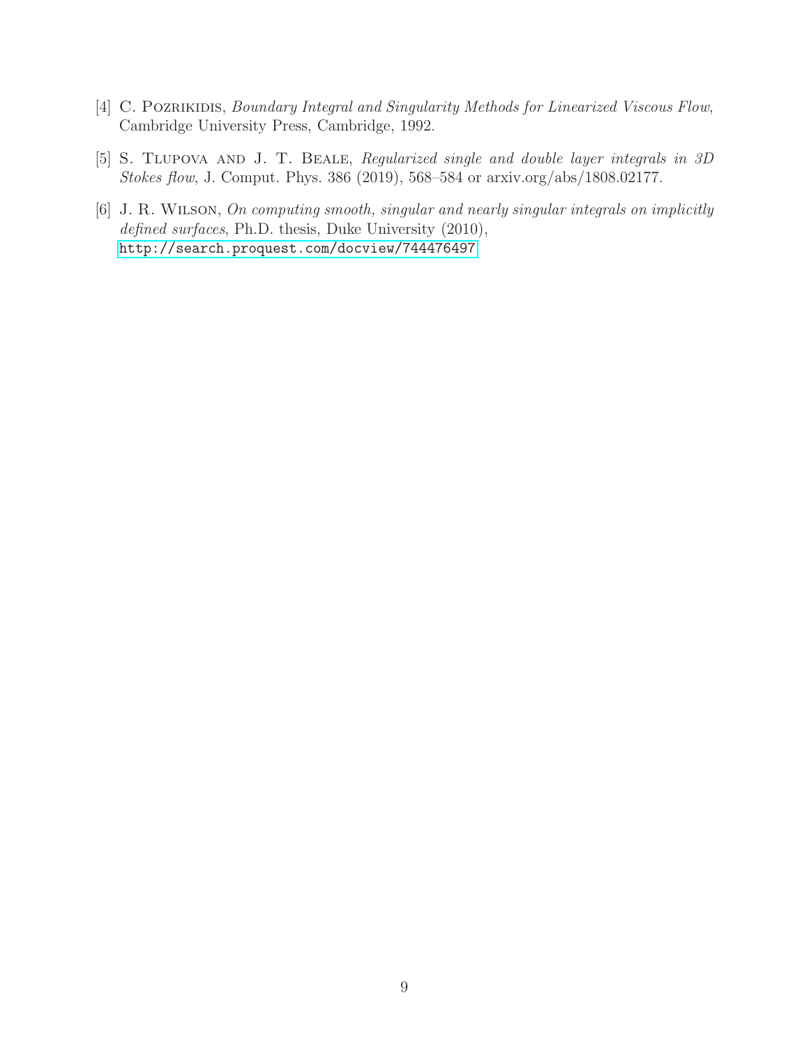[4] C. Pozrikidis, *Boundary Integral and Singularity Methods for Linearized Viscous Flow*, Cambridge University Press, Cambridge, 1992.

[5] S. Tlupova and J. T. Beale, *Regularized single and double layer integrals in 3D Stokes flow*, J. Comput. Phys. 386 (2019), 568–584 or arxiv.org/abs/1808.02177.

[6] J. R. Wilson, *On computing smooth, singular and nearly singular integrals on implicitly defined surfaces*, Ph.D. thesis, Duke University (2010), http://search.proquest.com/docview/744476497